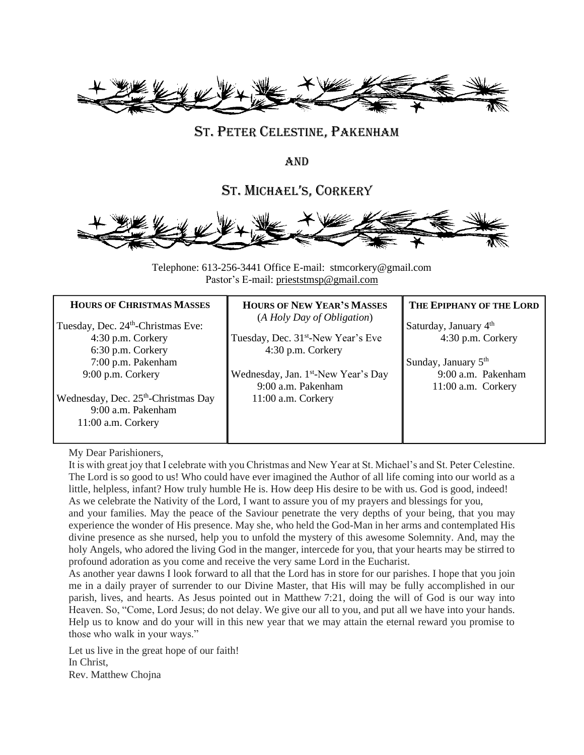# St. Peter Celestine, Pakenham

# and

# St. Michael's, Corkery

Telephone: 613-256-3441 Office E-mail: stmcorkery@gmail.com
Pastor's E-mail: prieststmsp@gmail.com

| **HOURS OF CHRISTMAS MASSES** | **HOURS OF NEW YEAR'S MASSES** (*A Holy Day of Obligation*) | **THE EPIPHANY OF THE LORD** |
|---|---|---|
| Tuesday, Dec. 24th-Christmas Eve:<br>4:30 p.m. Corkery<br>6:30 p.m. Corkery<br>7:00 p.m. Pakenham<br>9:00 p.m. Corkery<br><br>Wednesday, Dec. 25th-Christmas Day<br>9:00 a.m. Pakenham<br>11:00 a.m. Corkery | Tuesday, Dec. 31st-New Year's Eve<br>4:30 p.m. Corkery<br><br>Wednesday, Jan. 1st-New Year's Day<br>9:00 a.m. Pakenham<br>11:00 a.m. Corkery | Saturday, January 4th<br>4:30 p.m. Corkery<br><br>Sunday, January 5th<br>9:00 a.m. Pakenham<br>11:00 a.m. Corkery |

My Dear Parishioners,

It is with great joy that I celebrate with you Christmas and New Year at St. Michael's and St. Peter Celestine. The Lord is so good to us! Who could have ever imagined the Author of all life coming into our world as a little, helpless, infant? How truly humble He is. How deep His desire to be with us. God is good, indeed! As we celebrate the Nativity of the Lord, I want to assure you of my prayers and blessings for you, and your families. May the peace of the Saviour penetrate the very depths of your being, that you may experience the wonder of His presence. May she, who held the God-Man in her arms and contemplated His divine presence as she nursed, help you to unfold the mystery of this awesome Solemnity. And, may the holy Angels, who adored the living God in the manger, intercede for you, that your hearts may be stirred to profound adoration as you come and receive the very same Lord in the Eucharist.

As another year dawns I look forward to all that the Lord has in store for our parishes. I hope that you join me in a daily prayer of surrender to our Divine Master, that His will may be fully accomplished in our parish, lives, and hearts. As Jesus pointed out in Matthew 7:21, doing the will of God is our way into Heaven. So, "Come, Lord Jesus; do not delay. We give our all to you, and put all we have into your hands. Help us to know and do your will in this new year that we may attain the eternal reward you promise to those who walk in your ways."

Let us live in the great hope of our faith!
In Christ,
Rev. Matthew Chojna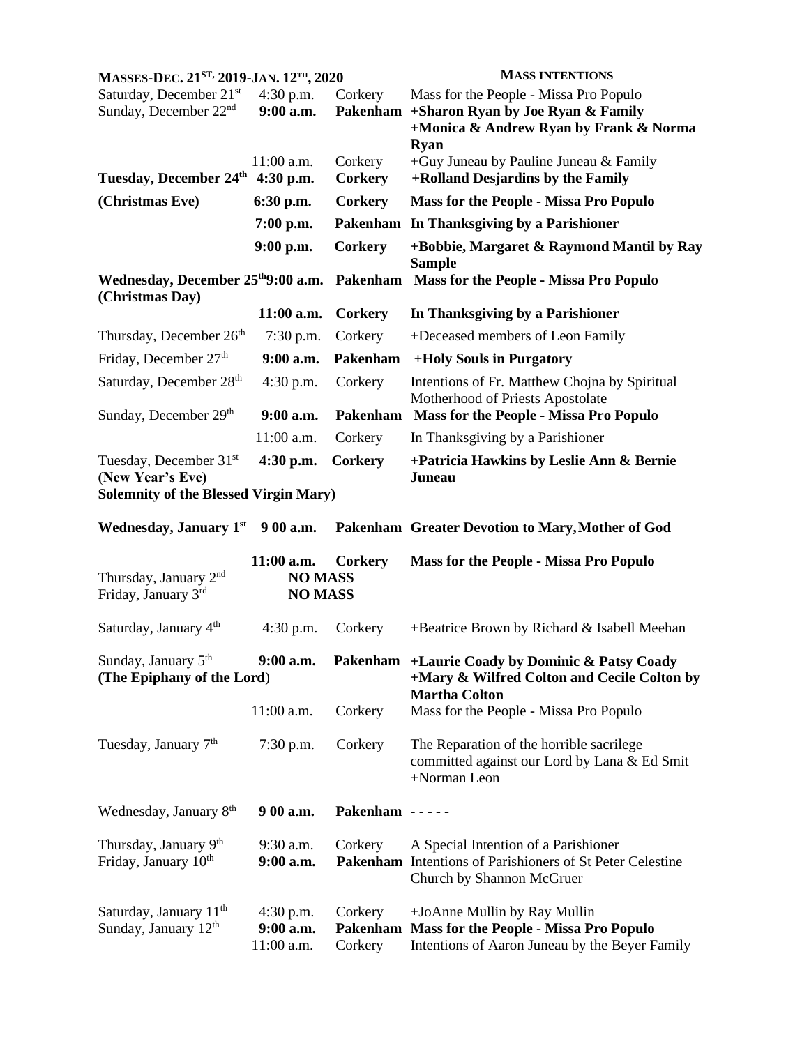| MASSES-DEC. 21ST, 2019-JAN. 12TH, 2020 | | | MASS INTENTIONS |
|---|---|---|---|
| Saturday, December 21st | 4:30 p.m. | Corkery | Mass for the People - Missa Pro Populo |
| Sunday, December 22nd | **9:00 a.m.** | **Pakenham** | **+Sharon Ryan by Joe Ryan & Family** **+Monica & Andrew Ryan by Frank & Norma Ryan** |
| | 11:00 a.m. | Corkery | +Guy Juneau by Pauline Juneau & Family |
| **Tuesday, December 24th** | **4:30 p.m.** | **Corkery** | **+Rolland Desjardins by the Family** |
| **(Christmas Eve)** | **6:30 p.m.** | **Corkery** | **Mass for the People - Missa Pro Populo** |
| | **7:00 p.m.** | **Pakenham** | **In Thanksgiving by a Parishioner** |
| | **9:00 p.m.** | **Corkery** | **+Bobbie, Margaret & Raymond Mantil by Ray Sample** |
| **Wednesday, December 25th (Christmas Day)** | **9:00 a.m.** | **Pakenham** | **Mass for the People - Missa Pro Populo** |
| | **11:00 a.m.** | **Corkery** | **In Thanksgiving by a Parishioner** |
| Thursday, December 26th | 7:30 p.m. | Corkery | +Deceased members of Leon Family |
| Friday, December 27th | **9:00 a.m.** | **Pakenham** | **+Holy Souls in Purgatory** |
| Saturday, December 28th | 4:30 p.m. | Corkery | Intentions of Fr. Matthew Chojna by Spiritual Motherhood of Priests Apostolate |
| Sunday, December 29th | **9:00 a.m.** | **Pakenham** | **Mass for the People - Missa Pro Populo** |
| | 11:00 a.m. | Corkery | In Thanksgiving by a Parishioner |
| Tuesday, December 31st **(New Year's Eve)** | **4:30 p.m.** | **Corkery** | **+Patricia Hawkins by Leslie Ann & Bernie Juneau** |
| **Solemnity of the Blessed Virgin Mary)** | | | |
| **Wednesday, January 1st** | **9 00 a.m.** | **Pakenham** | **Greater Devotion to Mary, Mother of God** |
| | **11:00 a.m.** | **Corkery** | **Mass for the People - Missa Pro Populo** |
| Thursday, January 2nd | **NO MASS** | | |
| Friday, January 3rd | **NO MASS** | | |
| Saturday, January 4th | 4:30 p.m. | Corkery | +Beatrice Brown by Richard & Isabell Meehan |
| Sunday, January 5th **(The Epiphany of the Lord)** | **9:00 a.m.** | **Pakenham** | **+Laurie Coady by Dominic & Patsy Coady** **+Mary & Wilfred Colton and Cecile Colton by Martha Colton** |
| | 11:00 a.m. | Corkery | Mass for the People - Missa Pro Populo |
| Tuesday, January 7th | 7:30 p.m. | Corkery | The Reparation of the horrible sacrilege committed against our Lord by Lana & Ed Smit +Norman Leon |
| Wednesday, January 8th | **9 00 a.m.** | **Pakenham** | **- - - - -** |
| Thursday, January 9th | 9:30 a.m. | Corkery | A Special Intention of a Parishioner |
| Friday, January 10th | **9:00 a.m.** | **Pakenham** | Intentions of Parishioners of St Peter Celestine Church by Shannon McGruer |
| Saturday, January 11th | 4:30 p.m. | Corkery | +JoAnne Mullin by Ray Mullin |
| Sunday, January 12th | **9:00 a.m.** | **Pakenham** | **Mass for the People - Missa Pro Populo** |
| | 11:00 a.m. | Corkery | Intentions of Aaron Juneau by the Beyer Family |